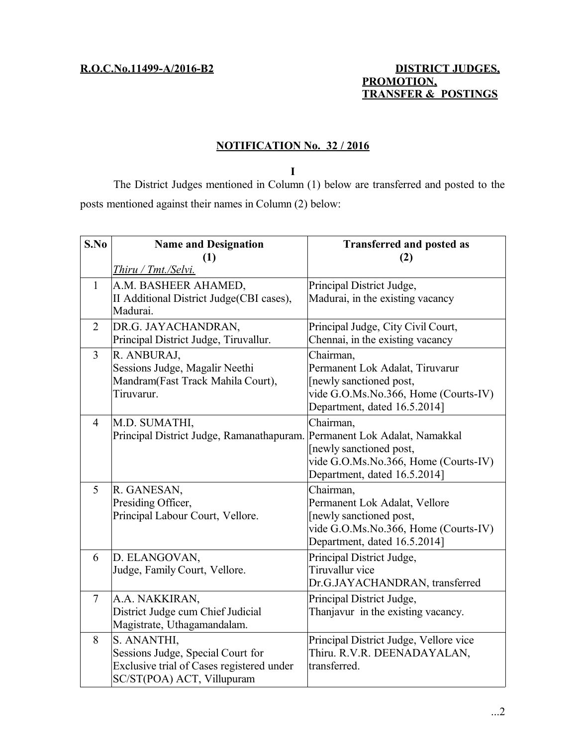**R.O.C.No.11499-A/2016-B2**

**DISTRICT JUDGES, PROMOTION, TRANSFER & POSTINGS**

## NOTIFICATION No. 32 / 2016

**I**

The District Judges mentioned in Column (1) below are transferred and posted to the posts mentioned against their names in Column (2) below:

| S.No | Name and Designation (1) *Thiru / Tmt./Selvi.* | Transferred and posted as (2) |
|---|---|---|
| 1 | A.M. BASHEER AHAMED, II Additional District Judge(CBI cases), Madurai. | Principal District Judge, Madurai, in the existing vacancy |
| 2 | DR.G. JAYACHANDRAN, Principal District Judge, Tiruvallur. | Principal Judge, City Civil Court, Chennai, in the existing vacancy |
| 3 | R. ANBURAJ, Sessions Judge, Magalir Neethi Mandram(Fast Track Mahila Court), Tiruvarur. | Chairman, Permanent Lok Adalat, Tiruvarur [newly sanctioned post, vide G.O.Ms.No.366, Home (Courts-IV) Department, dated 16.5.2014] |
| 4 | M.D. SUMATHI, Principal District Judge, Ramanathapuram. | Chairman, Permanent Lok Adalat, Namakkal [newly sanctioned post, vide G.O.Ms.No.366, Home (Courts-IV) Department, dated 16.5.2014] |
| 5 | R. GANESAN, Presiding Officer, Principal Labour Court, Vellore. | Chairman, Permanent Lok Adalat, Vellore [newly sanctioned post, vide G.O.Ms.No.366, Home (Courts-IV) Department, dated 16.5.2014] |
| 6 | D. ELANGOVAN, Judge, Family Court, Vellore. | Principal District Judge, Tiruvallur vice Dr.G.JAYACHANDRAN, transferred |
| 7 | A.A. NAKKIRAN, District Judge cum Chief Judicial Magistrate, Uthagamandalam. | Principal District Judge, Thanjavur in the existing vacancy. |
| 8 | S. ANANTHI, Sessions Judge, Special Court for Exclusive trial of Cases registered under SC/ST(POA) ACT, Villupuram | Principal District Judge, Vellore vice Thiru. R.V.R. DEENADAYALAN, transferred. |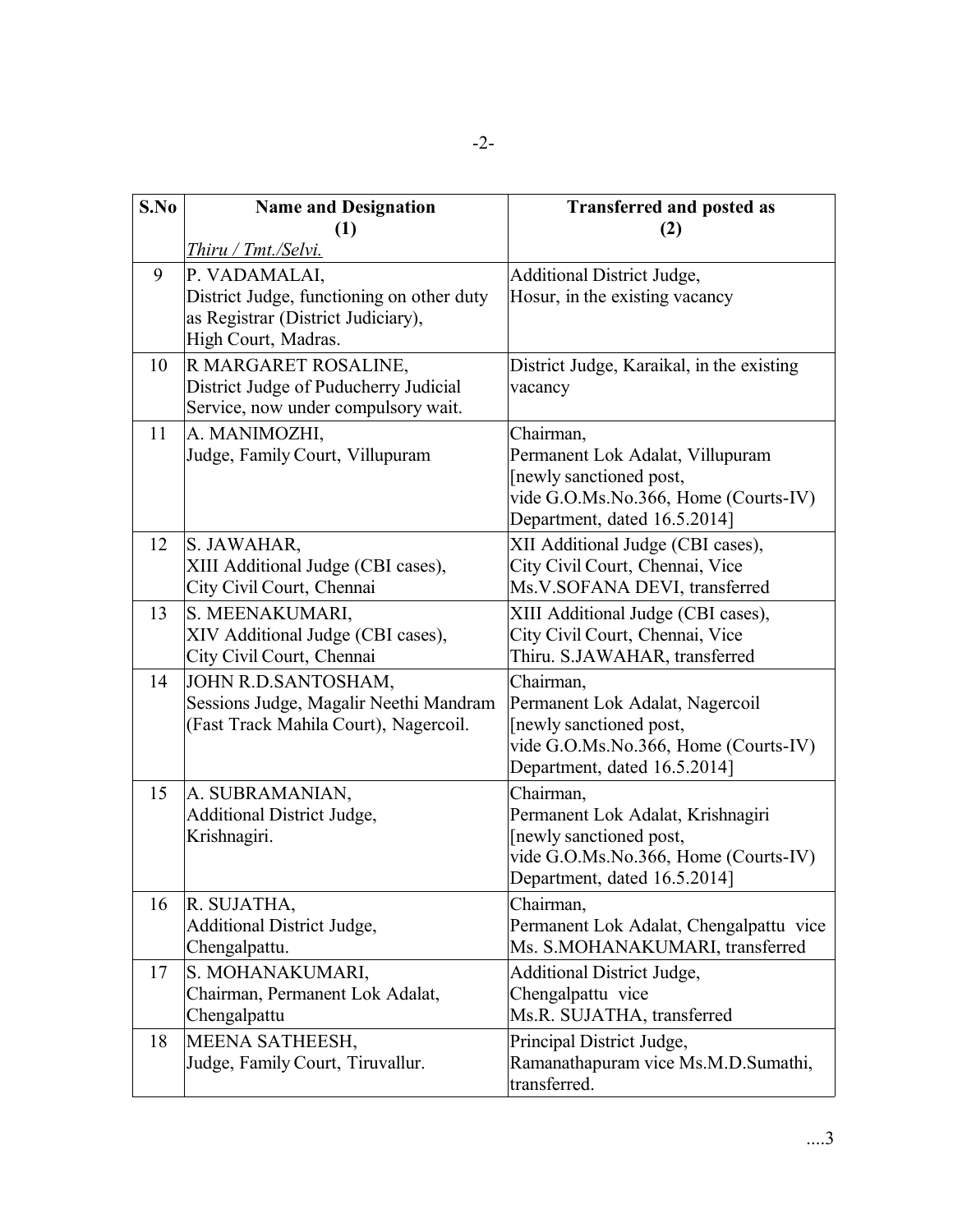| S.No | Name and Designation (1) *Thiru / Tmt./Selvi.* | Transferred and posted as (2) |
|---|---|---|
| 9 | P. VADAMALAI, District Judge, functioning on other duty as Registrar (District Judiciary), High Court, Madras. | Additional District Judge, Hosur, in the existing vacancy |
| 10 | R MARGARET ROSALINE, District Judge of Puducherry Judicial Service, now under compulsory wait. | District Judge, Karaikal, in the existing vacancy |
| 11 | A. MANIMOZHI, Judge, Family Court, Villupuram | Chairman, Permanent Lok Adalat, Villupuram [newly sanctioned post, vide G.O.Ms.No.366, Home (Courts-IV) Department, dated 16.5.2014] |
| 12 | S. JAWAHAR, XIII Additional Judge (CBI cases), City Civil Court, Chennai | XII Additional Judge (CBI cases), City Civil Court, Chennai, Vice Ms.V.SOFANA DEVI, transferred |
| 13 | S. MEENAKUMARI, XIV Additional Judge (CBI cases), City Civil Court, Chennai | XIII Additional Judge (CBI cases), City Civil Court, Chennai, Vice Thiru. S.JAWAHAR, transferred |
| 14 | JOHN R.D.SANTOSHAM, Sessions Judge, Magalir Neethi Mandram (Fast Track Mahila Court), Nagercoil. | Chairman, Permanent Lok Adalat, Nagercoil [newly sanctioned post, vide G.O.Ms.No.366, Home (Courts-IV) Department, dated 16.5.2014] |
| 15 | A. SUBRAMANIAN, Additional District Judge, Krishnagiri. | Chairman, Permanent Lok Adalat, Krishnagiri [newly sanctioned post, vide G.O.Ms.No.366, Home (Courts-IV) Department, dated 16.5.2014] |
| 16 | R. SUJATHA, Additional District Judge, Chengalpattu. | Chairman, Permanent Lok Adalat, Chengalpattu vice Ms. S.MOHANAKUMARI, transferred |
| 17 | S. MOHANAKUMARI, Chairman, Permanent Lok Adalat, Chengalpattu | Additional District Judge, Chengalpattu vice Ms.R. SUJATHA, transferred |
| 18 | MEENA SATHEESH, Judge, Family Court, Tiruvallur. | Principal District Judge, Ramanathapuram vice Ms.M.D.Sumathi, transferred. |

....3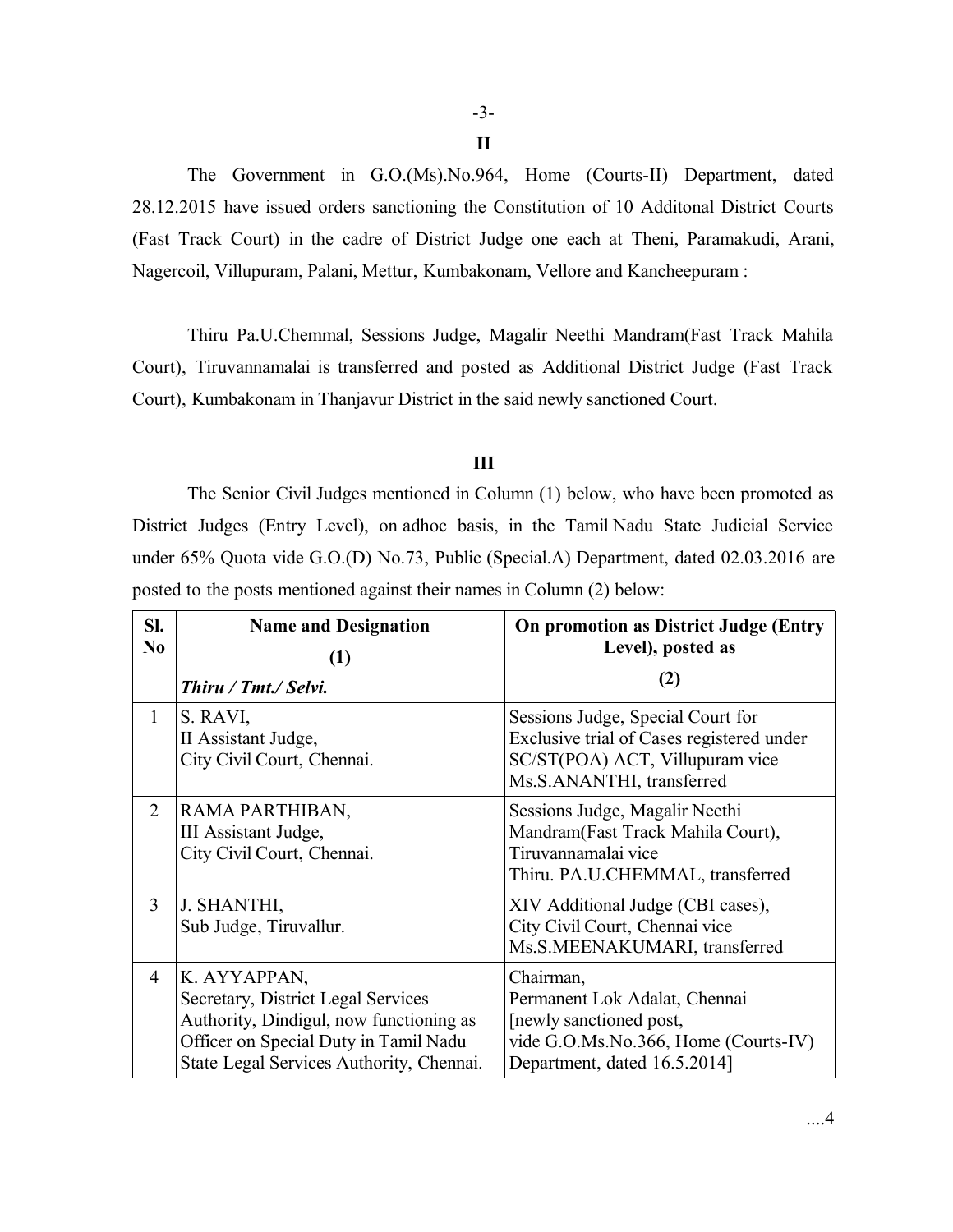## II

The Government in G.O.(Ms).No.964, Home (Courts-II) Department, dated 28.12.2015 have issued orders sanctioning the Constitution of 10 Additonal District Courts (Fast Track Court) in the cadre of District Judge one each at Theni, Paramakudi, Arani, Nagercoil, Villupuram, Palani, Mettur, Kumbakonam, Vellore and Kancheepuram :

Thiru Pa.U.Chemmal, Sessions Judge, Magalir Neethi Mandram(Fast Track Mahila Court), Tiruvannamalai is transferred and posted as Additional District Judge (Fast Track Court), Kumbakonam in Thanjavur District in the said newly sanctioned Court.

## III

The Senior Civil Judges mentioned in Column (1) below, who have been promoted as District Judges (Entry Level), on adhoc basis, in the Tamil Nadu State Judicial Service under 65% Quota vide G.O.(D) No.73, Public (Special.A) Department, dated 02.03.2016 are posted to the posts mentioned against their names in Column (2) below:

| Sl. No | Name and Designation (1) *Thiru / Tmt./ Selvi.* | On promotion as District Judge (Entry Level), posted as (2) |
|---|---|---|
| 1 | S. RAVI, II Assistant Judge, City Civil Court, Chennai. | Sessions Judge, Special Court for Exclusive trial of Cases registered under SC/ST(POA) ACT, Villupuram vice Ms.S.ANANTHI, transferred |
| 2 | RAMA PARTHIBAN, III Assistant Judge, City Civil Court, Chennai. | Sessions Judge, Magalir Neethi Mandram(Fast Track Mahila Court), Tiruvannamalai vice Thiru. PA.U.CHEMMAL, transferred |
| 3 | J. SHANTHI, Sub Judge, Tiruvallur. | XIV Additional Judge (CBI cases), City Civil Court, Chennai vice Ms.S.MEENAKUMARI, transferred |
| 4 | K. AYYAPPAN, Secretary, District Legal Services Authority, Dindigul, now functioning as Officer on Special Duty in Tamil Nadu State Legal Services Authority, Chennai. | Chairman, Permanent Lok Adalat, Chennai [newly sanctioned post, vide G.O.Ms.No.366, Home (Courts-IV) Department, dated 16.5.2014] |

....4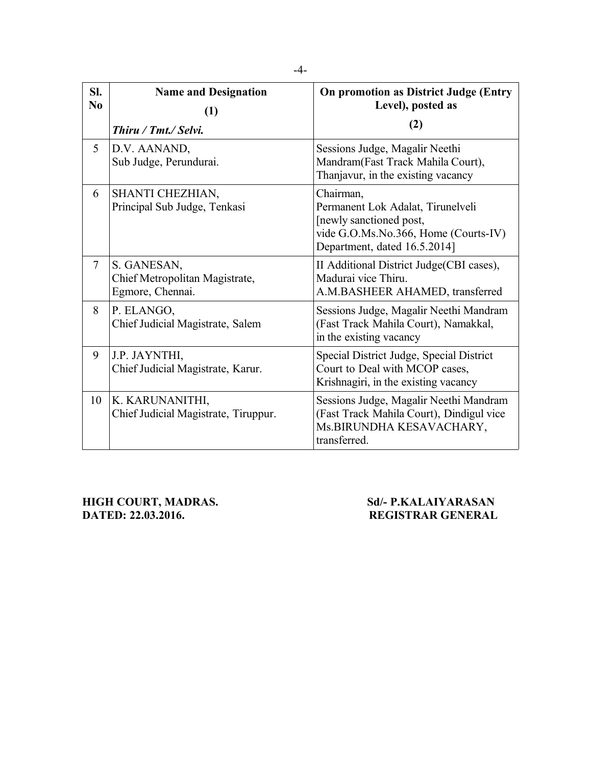| Sl. No | Name and Designation (1) *Thiru / Tmt./ Selvi.* | On promotion as District Judge (Entry Level), posted as (2) |
|---|---|---|
| 5 | D.V. AANAND, Sub Judge, Perundurai. | Sessions Judge, Magalir Neethi Mandram(Fast Track Mahila Court), Thanjavur, in the existing vacancy |
| 6 | SHANTI CHEZHIAN, Principal Sub Judge, Tenkasi | Chairman, Permanent Lok Adalat, Tirunelveli [newly sanctioned post, vide G.O.Ms.No.366, Home (Courts-IV) Department, dated 16.5.2014] |
| 7 | S. GANESAN, Chief Metropolitan Magistrate, Egmore, Chennai. | II Additional District Judge(CBI cases), Madurai vice Thiru. A.M.BASHEER AHAMED, transferred |
| 8 | P. ELANGO, Chief Judicial Magistrate, Salem | Sessions Judge, Magalir Neethi Mandram (Fast Track Mahila Court), Namakkal, in the existing vacancy |
| 9 | J.P. JAYNTHI, Chief Judicial Magistrate, Karur. | Special District Judge, Special District Court to Deal with MCOP cases, Krishnagiri, in the existing vacancy |
| 10 | K. KARUNANITHI, Chief Judicial Magistrate, Tiruppur. | Sessions Judge, Magalir Neethi Mandram (Fast Track Mahila Court), Dindigul vice Ms.BIRUNDHA KESAVACHARY, transferred. |

**HIGH COURT, MADRAS.**
**DATED: 22.03.2016.**

**Sd/- P.KALAIYARASAN**
**REGISTRAR GENERAL**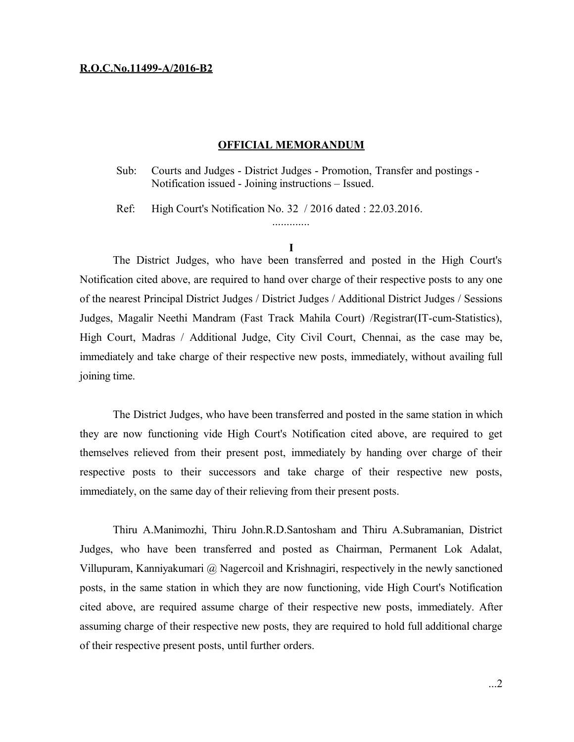**R.O.C.No.11499-A/2016-B2**

## OFFICIAL MEMORANDUM

Sub: Courts and Judges - District Judges - Promotion, Transfer and postings - Notification issued - Joining instructions – Issued.

Ref: High Court's Notification No. 32 / 2016 dated : 22.03.2016.

.............

**I**

The District Judges, who have been transferred and posted in the High Court's Notification cited above, are required to hand over charge of their respective posts to any one of the nearest Principal District Judges / District Judges / Additional District Judges / Sessions Judges, Magalir Neethi Mandram (Fast Track Mahila Court) /Registrar(IT-cum-Statistics), High Court, Madras / Additional Judge, City Civil Court, Chennai, as the case may be, immediately and take charge of their respective new posts, immediately, without availing full joining time.

The District Judges, who have been transferred and posted in the same station in which they are now functioning vide High Court's Notification cited above, are required to get themselves relieved from their present post, immediately by handing over charge of their respective posts to their successors and take charge of their respective new posts, immediately, on the same day of their relieving from their present posts.

Thiru A.Manimozhi, Thiru John.R.D.Santosham and Thiru A.Subramanian, District Judges, who have been transferred and posted as Chairman, Permanent Lok Adalat, Villupuram, Kanniyakumari @ Nagercoil and Krishnagiri, respectively in the newly sanctioned posts, in the same station in which they are now functioning, vide High Court's Notification cited above, are required assume charge of their respective new posts, immediately. After assuming charge of their respective new posts, they are required to hold full additional charge of their respective present posts, until further orders.

...2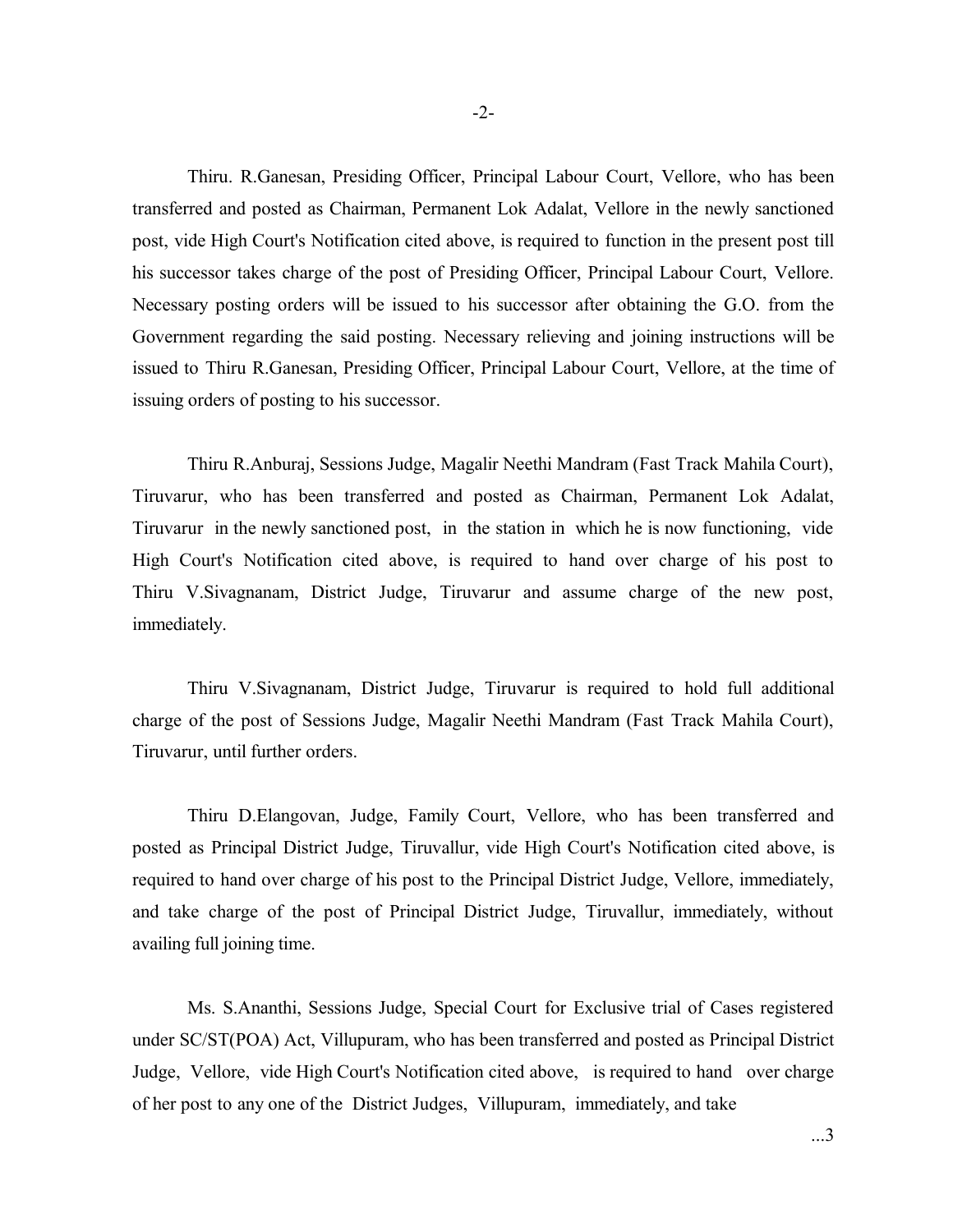Thiru. R.Ganesan, Presiding Officer, Principal Labour Court, Vellore, who has been transferred and posted as Chairman, Permanent Lok Adalat, Vellore in the newly sanctioned post, vide High Court's Notification cited above, is required to function in the present post till his successor takes charge of the post of Presiding Officer, Principal Labour Court, Vellore. Necessary posting orders will be issued to his successor after obtaining the G.O. from the Government regarding the said posting. Necessary relieving and joining instructions will be issued to Thiru R.Ganesan, Presiding Officer, Principal Labour Court, Vellore, at the time of issuing orders of posting to his successor.

Thiru R.Anburaj, Sessions Judge, Magalir Neethi Mandram (Fast Track Mahila Court), Tiruvarur, who has been transferred and posted as Chairman, Permanent Lok Adalat, Tiruvarur in the newly sanctioned post, in the station in which he is now functioning, vide High Court's Notification cited above, is required to hand over charge of his post to Thiru V.Sivagnanam, District Judge, Tiruvarur and assume charge of the new post, immediately.

Thiru V.Sivagnanam, District Judge, Tiruvarur is required to hold full additional charge of the post of Sessions Judge, Magalir Neethi Mandram (Fast Track Mahila Court), Tiruvarur, until further orders.

Thiru D.Elangovan, Judge, Family Court, Vellore, who has been transferred and posted as Principal District Judge, Tiruvallur, vide High Court's Notification cited above, is required to hand over charge of his post to the Principal District Judge, Vellore, immediately, and take charge of the post of Principal District Judge, Tiruvallur, immediately, without availing full joining time.

Ms. S.Ananthi, Sessions Judge, Special Court for Exclusive trial of Cases registered under SC/ST(POA) Act, Villupuram, who has been transferred and posted as Principal District Judge, Vellore, vide High Court's Notification cited above, is required to hand over charge of her post to any one of the District Judges, Villupuram, immediately, and take

...3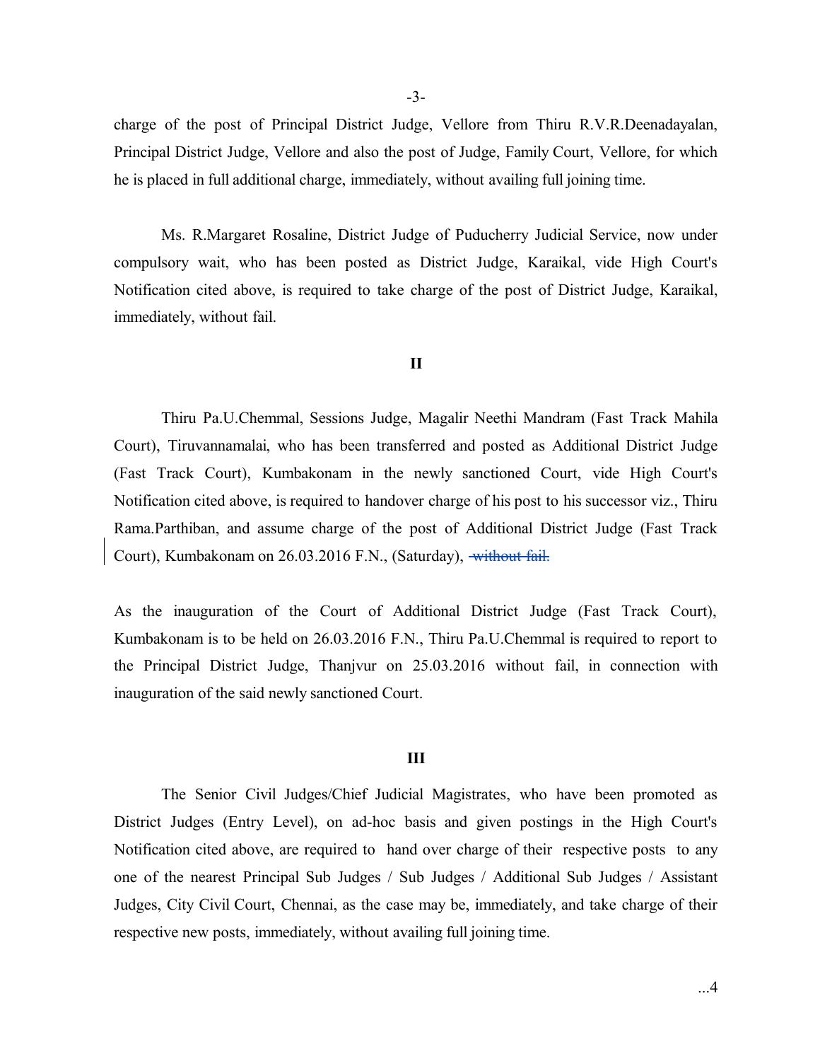charge of the post of Principal District Judge, Vellore from Thiru R.V.R.Deenadayalan, Principal District Judge, Vellore and also the post of Judge, Family Court, Vellore, for which he is placed in full additional charge, immediately, without availing full joining time.

Ms. R.Margaret Rosaline, District Judge of Puducherry Judicial Service, now under compulsory wait, who has been posted as District Judge, Karaikal, vide High Court's Notification cited above, is required to take charge of the post of District Judge, Karaikal, immediately, without fail.

**II**

Thiru Pa.U.Chemmal, Sessions Judge, Magalir Neethi Mandram (Fast Track Mahila Court), Tiruvannamalai, who has been transferred and posted as Additional District Judge (Fast Track Court), Kumbakonam in the newly sanctioned Court, vide High Court's Notification cited above, is required to handover charge of his post to his successor viz., Thiru Rama.Parthiban, and assume charge of the post of Additional District Judge (Fast Track Court), Kumbakonam on 26.03.2016 F.N., (Saturday), ~~without fail.~~

As the inauguration of the Court of Additional District Judge (Fast Track Court), Kumbakonam is to be held on 26.03.2016 F.N., Thiru Pa.U.Chemmal is required to report to the Principal District Judge, Thanjvur on 25.03.2016 without fail, in connection with inauguration of the said newly sanctioned Court.

**III**

The Senior Civil Judges/Chief Judicial Magistrates, who have been promoted as District Judges (Entry Level), on ad-hoc basis and given postings in the High Court's Notification cited above, are required to hand over charge of their respective posts to any one of the nearest Principal Sub Judges / Sub Judges / Additional Sub Judges / Assistant Judges, City Civil Court, Chennai, as the case may be, immediately, and take charge of their respective new posts, immediately, without availing full joining time.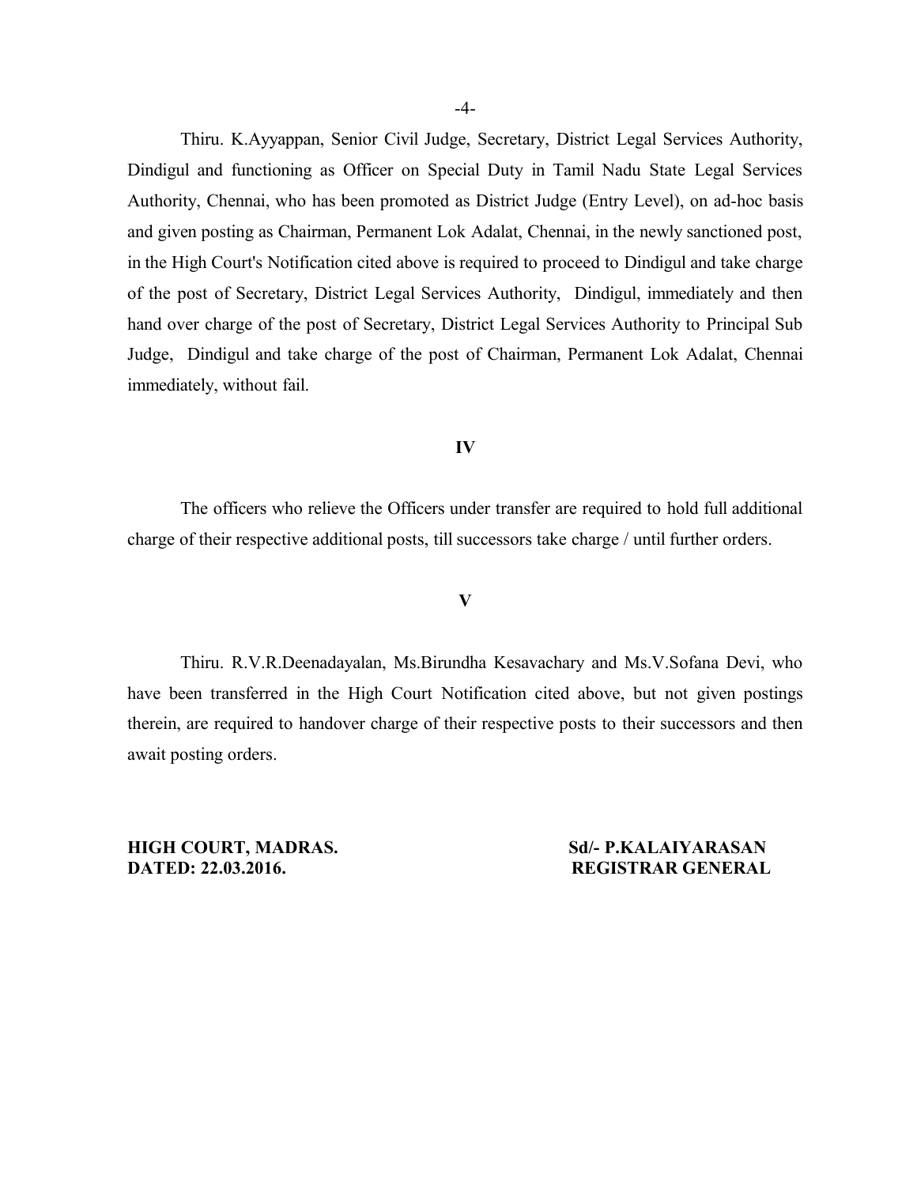Thiru. K.Ayyappan, Senior Civil Judge, Secretary, District Legal Services Authority, Dindigul and functioning as Officer on Special Duty in Tamil Nadu State Legal Services Authority, Chennai, who has been promoted as District Judge (Entry Level), on ad-hoc basis and given posting as Chairman, Permanent Lok Adalat, Chennai, in the newly sanctioned post, in the High Court's Notification cited above is required to proceed to Dindigul and take charge of the post of Secretary, District Legal Services Authority, Dindigul, immediately and then hand over charge of the post of Secretary, District Legal Services Authority to Principal Sub Judge, Dindigul and take charge of the post of Chairman, Permanent Lok Adalat, Chennai immediately, without fail.

**IV**

The officers who relieve the Officers under transfer are required to hold full additional charge of their respective additional posts, till successors take charge / until further orders.

**V**

Thiru. R.V.R.Deenadayalan, Ms.Birundha Kesavachary and Ms.V.Sofana Devi, who have been transferred in the High Court Notification cited above, but not given postings therein, are required to handover charge of their respective posts to their successors and then await posting orders.

**HIGH COURT, MADRAS.**
**DATED: 22.03.2016.**

**Sd/- P.KALAIYARASAN**
**REGISTRAR GENERAL**